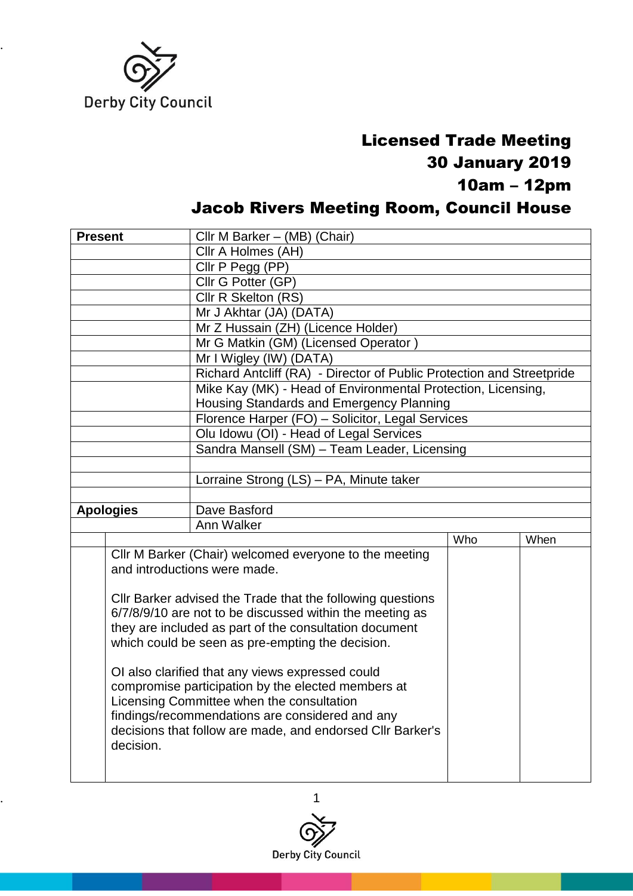# Licensed Trade Meeting
## 30 January 2019
## 10am – 12pm
## Jacob Rivers Meeting Room, Council House

| **Present** | Cllr M Barker – (MB) (Chair) |
|---|---|
| | Cllr A Holmes (AH) |
| | Cllr P Pegg (PP) |
| | Cllr G Potter (GP) |
| | Cllr R Skelton (RS) |
| | Mr J Akhtar (JA) (DATA) |
| | Mr Z Hussain (ZH) (Licence Holder) |
| | Mr G Matkin (GM) (Licensed Operator ) |
| | Mr I Wigley (IW) (DATA) |
| | Richard Antcliff (RA) - Director of Public Protection and Streetpride |
| | Mike Kay (MK) - Head of Environmental Protection, Licensing, Housing Standards and Emergency Planning |
| | Florence Harper (FO) – Solicitor, Legal Services |
| | Olu Idowu (OI) - Head of Legal Services |
| | Sandra Mansell (SM) – Team Leader, Licensing |
| | |
| | Lorraine Strong (LS) – PA, Minute taker |
| | |
| **Apologies** | Dave Basford |
| | Ann Walker |

| | | Who | When |
|---|---|---|---|
| | Cllr M Barker (Chair) welcomed everyone to the meeting and introductions were made.<br><br>Cllr Barker advised the Trade that the following questions 6/7/8/9/10 are not to be discussed within the meeting as they are included as part of the consultation document which could be seen as pre-empting the decision.<br><br>OI also clarified that any views expressed could compromise participation by the elected members at Licensing Committee when the consultation findings/recommendations are considered and any decisions that follow are made, and endorsed Cllr Barker's decision. | | |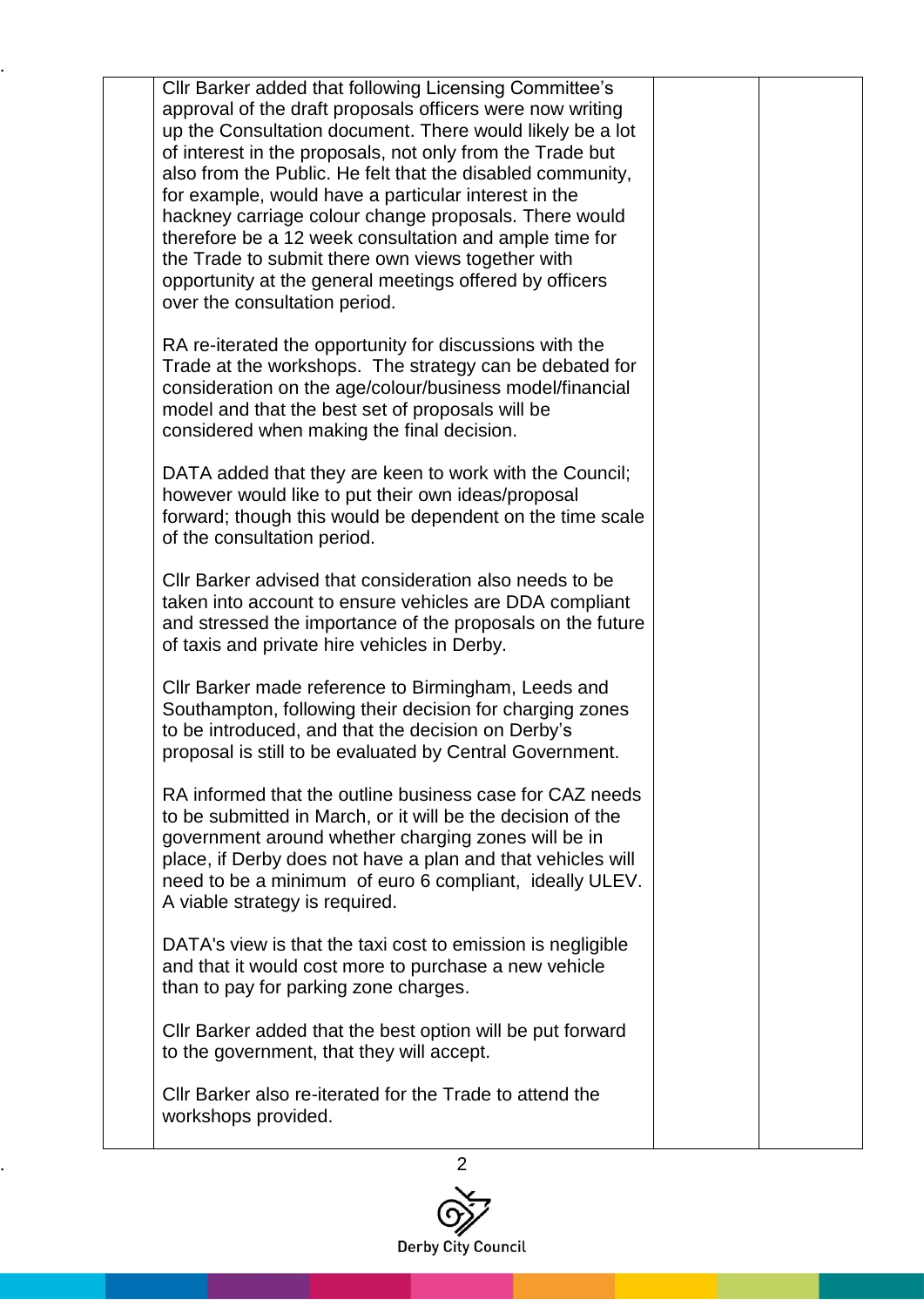| | Cllr Barker added that following Licensing Committee's approval of the draft proposals officers were now writing up the Consultation document. There would likely be a lot of interest in the proposals, not only from the Trade but also from the Public. He felt that the disabled community, for example, would have a particular interest in the hackney carriage colour change proposals. There would therefore be a 12 week consultation and ample time for the Trade to submit there own views together with opportunity at the general meetings offered by officers over the consultation period.<br><br>RA re-iterated the opportunity for discussions with the Trade at the workshops. The strategy can be debated for consideration on the age/colour/business model/financial model and that the best set of proposals will be considered when making the final decision.<br><br>DATA added that they are keen to work with the Council; however would like to put their own ideas/proposal forward; though this would be dependent on the time scale of the consultation period.<br><br>Cllr Barker advised that consideration also needs to be taken into account to ensure vehicles are DDA compliant and stressed the importance of the proposals on the future of taxis and private hire vehicles in Derby.<br><br>Cllr Barker made reference to Birmingham, Leeds and Southampton, following their decision for charging zones to be introduced, and that the decision on Derby's proposal is still to be evaluated by Central Government.<br><br>RA informed that the outline business case for CAZ needs to be submitted in March, or it will be the decision of the government around whether charging zones will be in place, if Derby does not have a plan and that vehicles will need to be a minimum of euro 6 compliant, ideally ULEV. A viable strategy is required.<br><br>DATA's view is that the taxi cost to emission is negligible and that it would cost more to purchase a new vehicle than to pay for parking zone charges.<br><br>Cllr Barker added that the best option will be put forward to the government, that they will accept.<br><br>Cllr Barker also re-iterated for the Trade to attend the workshops provided. | | |
|---|---|---|---|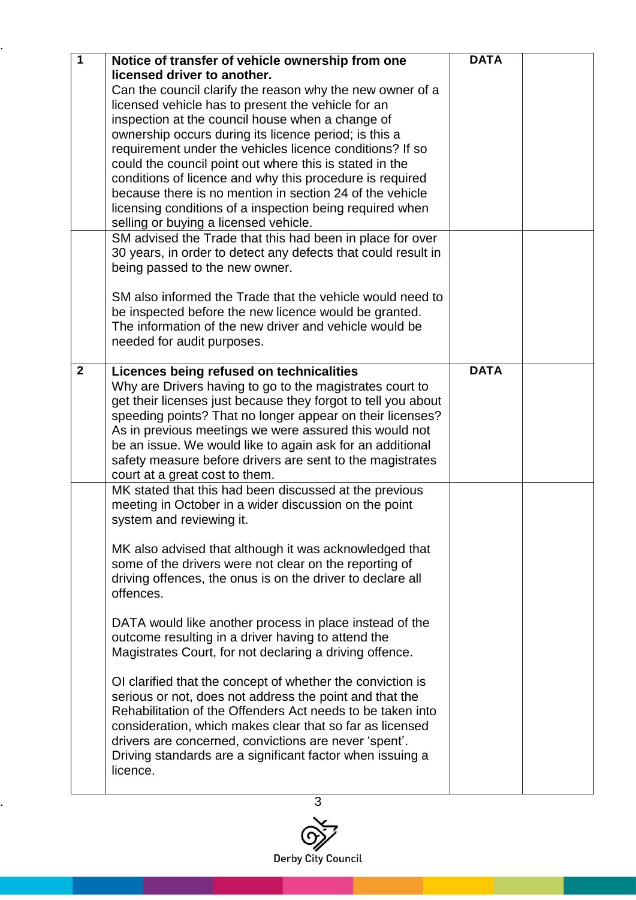| | | | |
|---|---|---|---|
| **1** | **Notice of transfer of vehicle ownership from one licensed driver to another.**<br>Can the council clarify the reason why the new owner of a licensed vehicle has to present the vehicle for an inspection at the council house when a change of ownership occurs during its licence period; is this a requirement under the vehicles licence conditions? If so could the council point out where this is stated in the conditions of licence and why this procedure is required because there is no mention in section 24 of the vehicle licensing conditions of a inspection being required when selling or buying a licensed vehicle. | **DATA** | |
| | SM advised the Trade that this had been in place for over 30 years, in order to detect any defects that could result in being passed to the new owner.<br><br>SM also informed the Trade that the vehicle would need to be inspected before the new licence would be granted. The information of the new driver and vehicle would be needed for audit purposes. | | |
| **2** | **Licences being refused on technicalities**<br>Why are Drivers having to go to the magistrates court to get their licenses just because they forgot to tell you about speeding points? That no longer appear on their licenses? As in previous meetings we were assured this would not be an issue. We would like to again ask for an additional safety measure before drivers are sent to the magistrates court at a great cost to them. | **DATA** | |
| | MK stated that this had been discussed at the previous meeting in October in a wider discussion on the point system and reviewing it.<br><br>MK also advised that although it was acknowledged that some of the drivers were not clear on the reporting of driving offences, the onus is on the driver to declare all offences.<br><br>DATA would like another process in place instead of the outcome resulting in a driver having to attend the Magistrates Court, for not declaring a driving offence.<br><br>OI clarified that the concept of whether the conviction is serious or not, does not address the point and that the Rehabilitation of the Offenders Act needs to be taken into consideration, which makes clear that so far as licensed drivers are concerned, convictions are never 'spent'. Driving standards are a significant factor when issuing a licence. | | |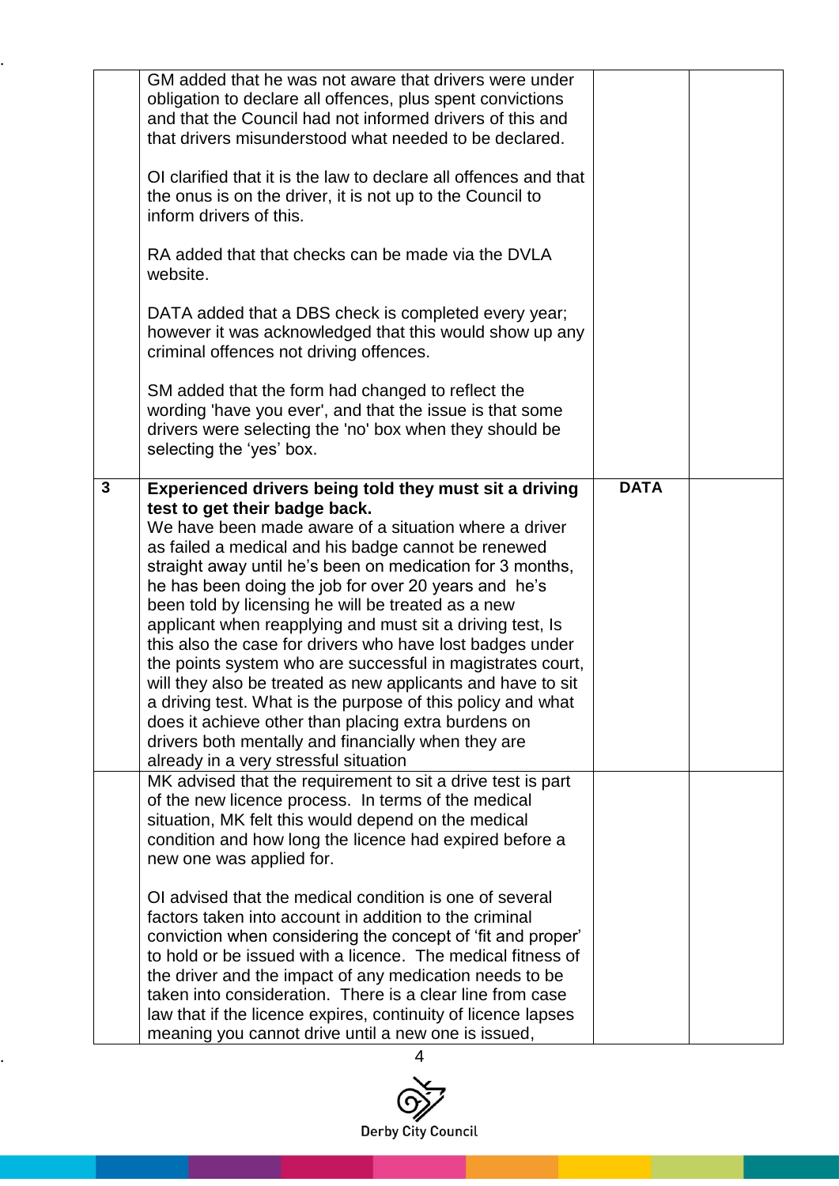| | | | |
|---|---|---|---|
| | GM added that he was not aware that drivers were under obligation to declare all offences, plus spent convictions and that the Council had not informed drivers of this and that drivers misunderstood what needed to be declared.<br><br>OI clarified that it is the law to declare all offences and that the onus is on the driver, it is not up to the Council to inform drivers of this.<br><br>RA added that that checks can be made via the DVLA website.<br><br>DATA added that a DBS check is completed every year; however it was acknowledged that this would show up any criminal offences not driving offences.<br><br>SM added that the form had changed to reflect the wording 'have you ever', and that the issue is that some drivers were selecting the 'no' box when they should be selecting the 'yes' box. | | |
| **3** | **Experienced drivers being told they must sit a driving test to get their badge back.**<br>We have been made aware of a situation where a driver as failed a medical and his badge cannot be renewed straight away until he's been on medication for 3 months, he has been doing the job for over 20 years and he's been told by licensing he will be treated as a new applicant when reapplying and must sit a driving test, Is this also the case for drivers who have lost badges under the points system who are successful in magistrates court, will they also be treated as new applicants and have to sit a driving test. What is the purpose of this policy and what does it achieve other than placing extra burdens on drivers both mentally and financially when they are already in a very stressful situation | **DATA** | |
| | MK advised that the requirement to sit a drive test is part of the new licence process. In terms of the medical situation, MK felt this would depend on the medical condition and how long the licence had expired before a new one was applied for.<br><br>OI advised that the medical condition is one of several factors taken into account in addition to the criminal conviction when considering the concept of 'fit and proper' to hold or be issued with a licence. The medical fitness of the driver and the impact of any medication needs to be taken into consideration. There is a clear line from case law that if the licence expires, continuity of licence lapses meaning you cannot drive until a new one is issued, | | |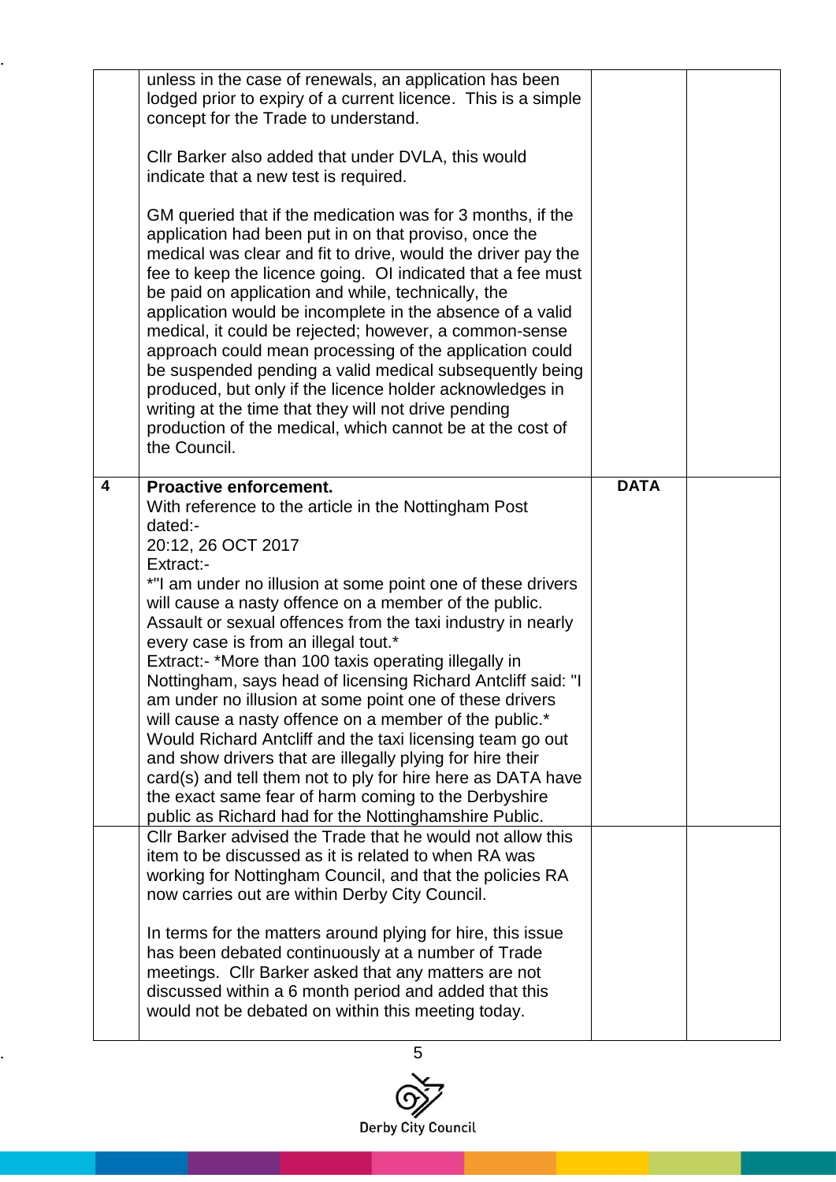| | | | |
|---|---|---|---|
| | unless in the case of renewals, an application has been lodged prior to expiry of a current licence. This is a simple concept for the Trade to understand.<br><br>Cllr Barker also added that under DVLA, this would indicate that a new test is required.<br><br>GM queried that if the medication was for 3 months, if the application had been put in on that proviso, once the medical was clear and fit to drive, would the driver pay the fee to keep the licence going. OI indicated that a fee must be paid on application and while, technically, the application would be incomplete in the absence of a valid medical, it could be rejected; however, a common-sense approach could mean processing of the application could be suspended pending a valid medical subsequently being produced, but only if the licence holder acknowledges in writing at the time that they will not drive pending production of the medical, which cannot be at the cost of the Council. | | |
| **4** | **Proactive enforcement.**<br>With reference to the article in the Nottingham Post dated:-<br>20:12, 26 OCT 2017<br>Extract:-<br>*"I am under no illusion at some point one of these drivers will cause a nasty offence on a member of the public. Assault or sexual offences from the taxi industry in nearly every case is from an illegal tout.*<br>Extract:- *More than 100 taxis operating illegally in Nottingham, says head of licensing Richard Antcliff said: "I am under no illusion at some point one of these drivers will cause a nasty offence on a member of the public.*<br>Would Richard Antcliff and the taxi licensing team go out and show drivers that are illegally plying for hire their card(s) and tell them not to ply for hire here as DATA have the exact same fear of harm coming to the Derbyshire public as Richard had for the Nottinghamshire Public. | **DATA** | |
| | Cllr Barker advised the Trade that he would not allow this item to be discussed as it is related to when RA was working for Nottingham Council, and that the policies RA now carries out are within Derby City Council.<br><br>In terms for the matters around plying for hire, this issue has been debated continuously at a number of Trade meetings. Cllr Barker asked that any matters are not discussed within a 6 month period and added that this would not be debated on within this meeting today. | | |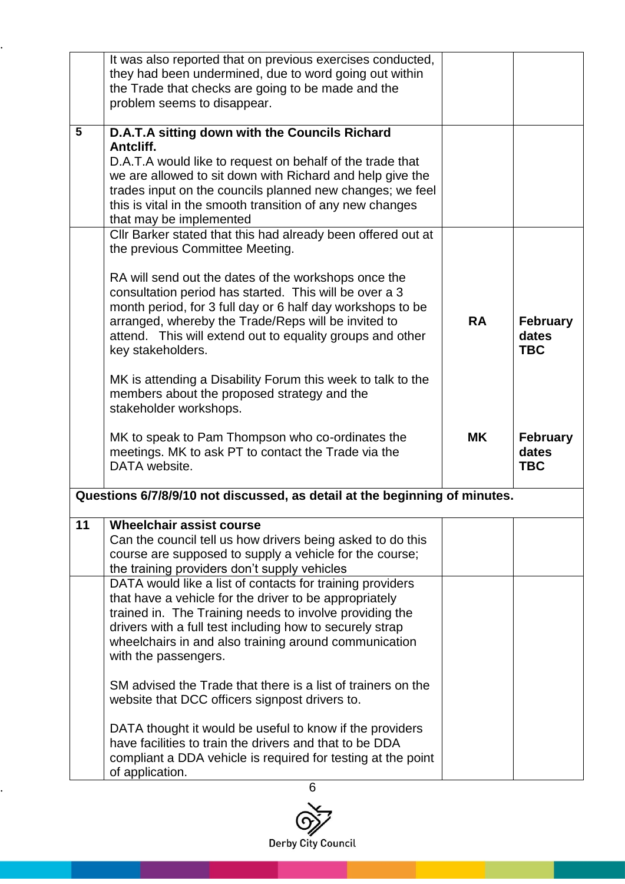| | | | |
|---|---|---|---|
| | It was also reported that on previous exercises conducted, they had been undermined, due to word going out within the Trade that checks are going to be made and the problem seems to disappear. | | |
| **5** | **D.A.T.A sitting down with the Councils Richard Antcliff.** D.A.T.A would like to request on behalf of the trade that we are allowed to sit down with Richard and help give the trades input on the councils planned new changes; we feel this is vital in the smooth transition of any new changes that may be implemented | | |
| | Cllr Barker stated that this had already been offered out at the previous Committee Meeting.<br><br>RA will send out the dates of the workshops once the consultation period has started. This will be over a 3 month period, for 3 full day or 6 half day workshops to be arranged, whereby the Trade/Reps will be invited to attend. This will extend out to equality groups and other key stakeholders.<br><br>MK is attending a Disability Forum this week to talk to the members about the proposed strategy and the stakeholder workshops.<br><br>MK to speak to Pam Thompson who co-ordinates the meetings. MK to ask PT to contact the Trade via the DATA website. | **RA**<br><br>**MK** | **February dates TBC**<br><br>**February dates TBC** |
| **Questions 6/7/8/9/10 not discussed, as detail at the beginning of minutes.** | | | |
| **11** | **Wheelchair assist course** Can the council tell us how drivers being asked to do this course are supposed to supply a vehicle for the course; the training providers don't supply vehicles | | |
| | DATA would like a list of contacts for training providers that have a vehicle for the driver to be appropriately trained in. The Training needs to involve providing the drivers with a full test including how to securely strap wheelchairs in and also training around communication with the passengers.<br><br>SM advised the Trade that there is a list of trainers on the website that DCC officers signpost drivers to.<br><br>DATA thought it would be useful to know if the providers have facilities to train the drivers and that to be DDA compliant a DDA vehicle is required for testing at the point of application. | | |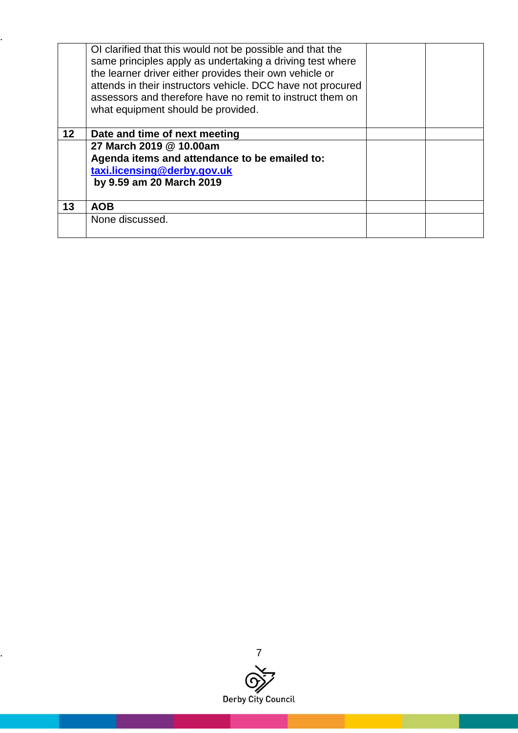| | | | |
|---|---|---|---|
| | OI clarified that this would not be possible and that the same principles apply as undertaking a driving test where the learner driver either provides their own vehicle or attends in their instructors vehicle. DCC have not procured assessors and therefore have no remit to instruct them on what equipment should be provided. | | |
| **12** | **Date and time of next meeting** | | |
| | **27 March 2019 @ 10.00am**<br>**Agenda items and attendance to be emailed to:**<br>**taxi.licensing@derby.gov.uk**<br>**by 9.59 am 20 March 2019** | | |
| **13** | **AOB** | | |
| | None discussed. | | |